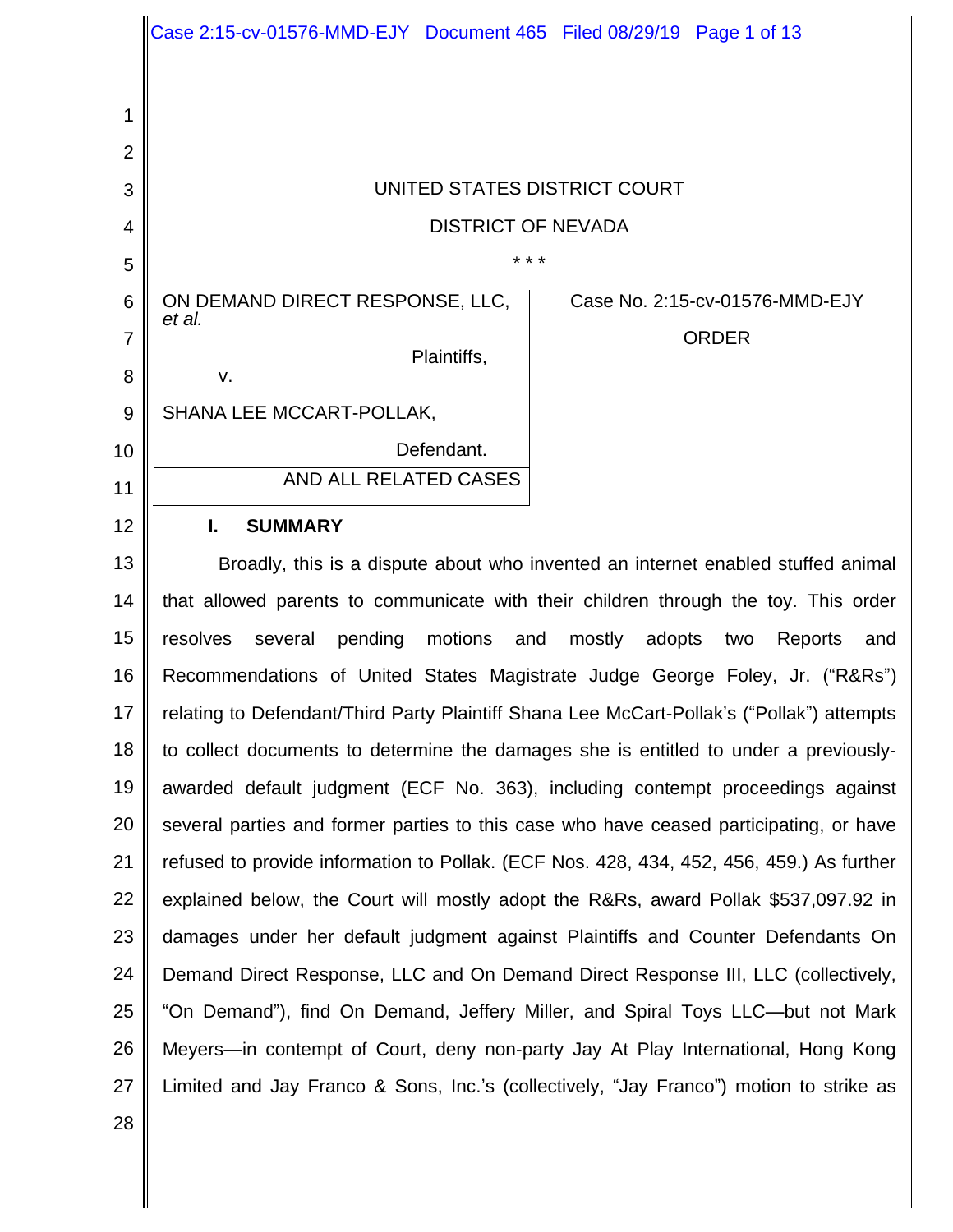UNITED STATES DISTRICT COURT

DISTRICT OF NEVADA

\* \* \*

ON DEMAND DIRECT RESPONSE, LLC, *et al.*

Plaintiffs,

v.

SHANA LEE MCCART-POLLAK,

Defendant.

AND ALL RELATED CASES

Case No. 2:15-cv-01576-MMD-EJY

ORDER

## I. SUMMARY

Broadly, this is a dispute about who invented an internet enabled stuffed animal that allowed parents to communicate with their children through the toy. This order resolves several pending motions and mostly adopts two Reports and Recommendations of United States Magistrate Judge George Foley, Jr. ("R&Rs") relating to Defendant/Third Party Plaintiff Shana Lee McCart-Pollak's ("Pollak") attempts to collect documents to determine the damages she is entitled to under a previously-awarded default judgment (ECF No. 363), including contempt proceedings against several parties and former parties to this case who have ceased participating, or have refused to provide information to Pollak. (ECF Nos. 428, 434, 452, 456, 459.) As further explained below, the Court will mostly adopt the R&Rs, award Pollak $537,097.92 in damages under her default judgment against Plaintiffs and Counter Defendants On Demand Direct Response, LLC and On Demand Direct Response III, LLC (collectively, "On Demand"), find On Demand, Jeffery Miller, and Spiral Toys LLC—but not Mark Meyers—in contempt of Court, deny non-party Jay At Play International, Hong Kong Limited and Jay Franco & Sons, Inc.'s (collectively, "Jay Franco") motion to strike as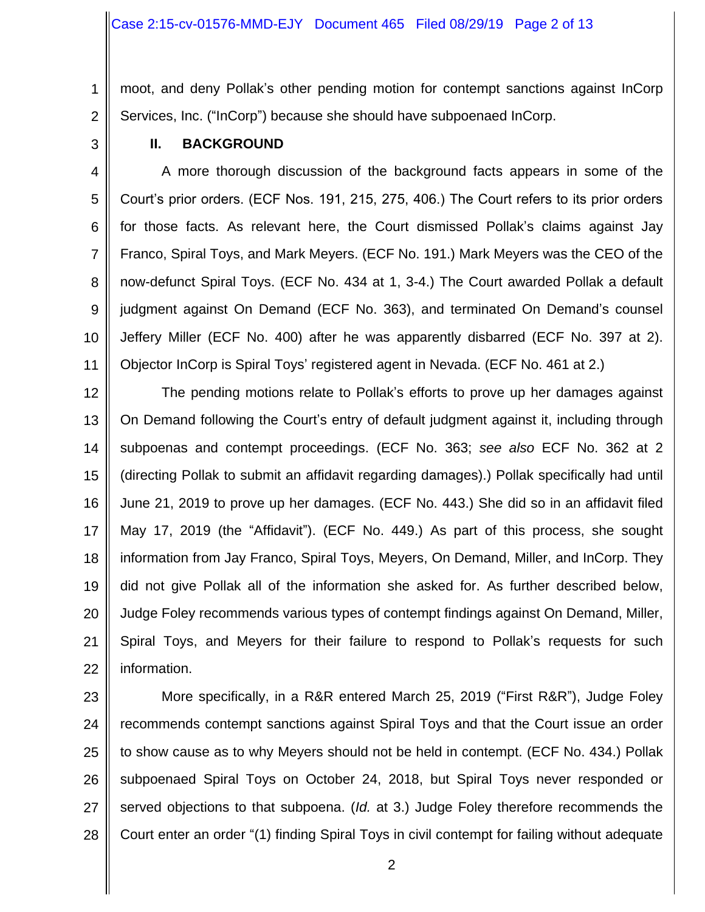moot, and deny Pollak's other pending motion for contempt sanctions against InCorp Services, Inc. ("InCorp") because she should have subpoenaed InCorp.

## II. BACKGROUND

A more thorough discussion of the background facts appears in some of the Court's prior orders. (ECF Nos. 191, 215, 275, 406.) The Court refers to its prior orders for those facts. As relevant here, the Court dismissed Pollak's claims against Jay Franco, Spiral Toys, and Mark Meyers. (ECF No. 191.) Mark Meyers was the CEO of the now-defunct Spiral Toys. (ECF No. 434 at 1, 3-4.) The Court awarded Pollak a default judgment against On Demand (ECF No. 363), and terminated On Demand's counsel Jeffery Miller (ECF No. 400) after he was apparently disbarred (ECF No. 397 at 2). Objector InCorp is Spiral Toys' registered agent in Nevada. (ECF No. 461 at 2.)

The pending motions relate to Pollak's efforts to prove up her damages against On Demand following the Court's entry of default judgment against it, including through subpoenas and contempt proceedings. (ECF No. 363; *see also* ECF No. 362 at 2 (directing Pollak to submit an affidavit regarding damages).) Pollak specifically had until June 21, 2019 to prove up her damages. (ECF No. 443.) She did so in an affidavit filed May 17, 2019 (the "Affidavit"). (ECF No. 449.) As part of this process, she sought information from Jay Franco, Spiral Toys, Meyers, On Demand, Miller, and InCorp. They did not give Pollak all of the information she asked for. As further described below, Judge Foley recommends various types of contempt findings against On Demand, Miller, Spiral Toys, and Meyers for their failure to respond to Pollak's requests for such information.

More specifically, in a R&R entered March 25, 2019 ("First R&R"), Judge Foley recommends contempt sanctions against Spiral Toys and that the Court issue an order to show cause as to why Meyers should not be held in contempt. (ECF No. 434.) Pollak subpoenaed Spiral Toys on October 24, 2018, but Spiral Toys never responded or served objections to that subpoena. (*Id.* at 3.) Judge Foley therefore recommends the Court enter an order "(1) finding Spiral Toys in civil contempt for failing without adequate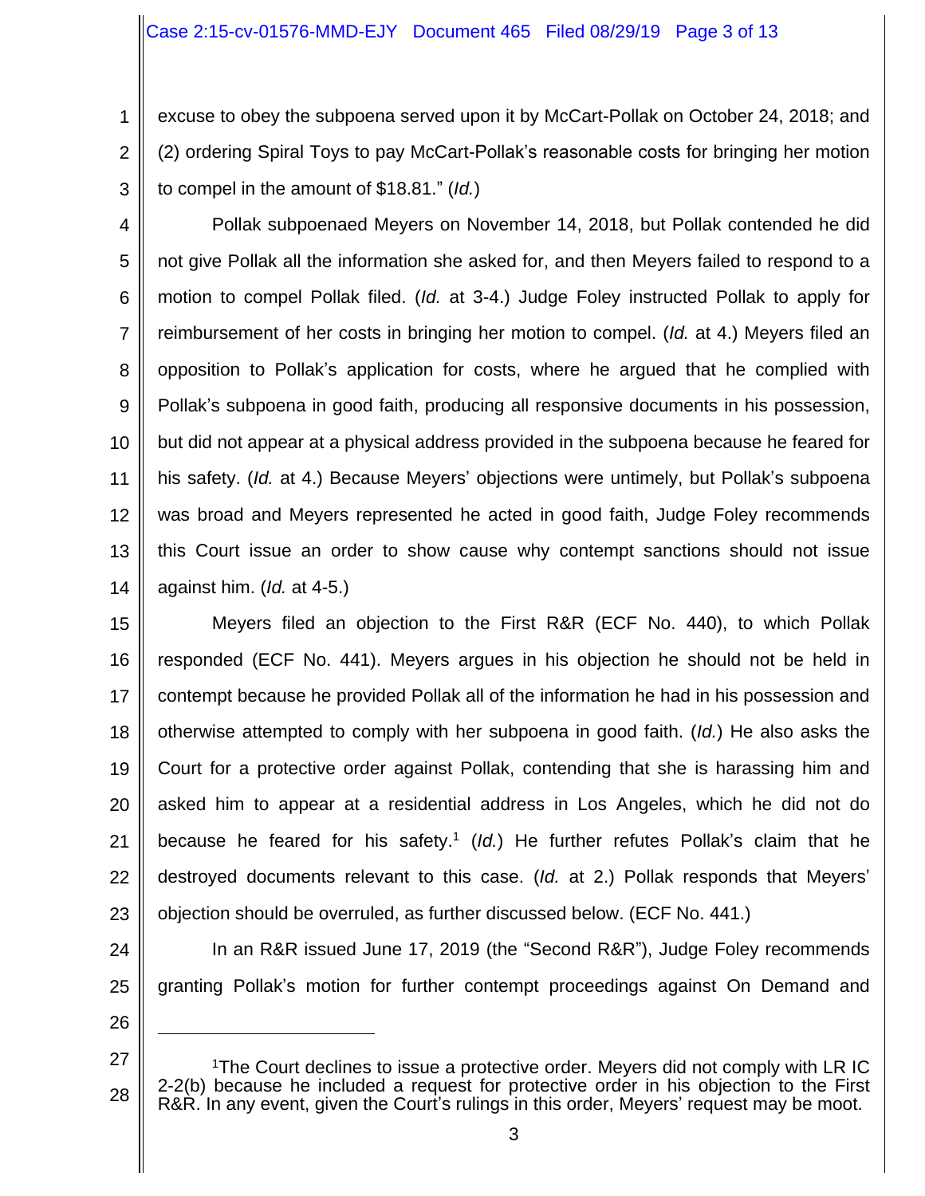excuse to obey the subpoena served upon it by McCart-Pollak on October 24, 2018; and (2) ordering Spiral Toys to pay McCart-Pollak's reasonable costs for bringing her motion to compel in the amount of $18.81." (*Id.*)

Pollak subpoenaed Meyers on November 14, 2018, but Pollak contended he did not give Pollak all the information she asked for, and then Meyers failed to respond to a motion to compel Pollak filed. (*Id.* at 3-4.) Judge Foley instructed Pollak to apply for reimbursement of her costs in bringing her motion to compel. (*Id.* at 4.) Meyers filed an opposition to Pollak's application for costs, where he argued that he complied with Pollak's subpoena in good faith, producing all responsive documents in his possession, but did not appear at a physical address provided in the subpoena because he feared for his safety. (*Id.* at 4.) Because Meyers' objections were untimely, but Pollak's subpoena was broad and Meyers represented he acted in good faith, Judge Foley recommends this Court issue an order to show cause why contempt sanctions should not issue against him. (*Id.* at 4-5.)

Meyers filed an objection to the First R&R (ECF No. 440), to which Pollak responded (ECF No. 441). Meyers argues in his objection he should not be held in contempt because he provided Pollak all of the information he had in his possession and otherwise attempted to comply with her subpoena in good faith. (*Id.*) He also asks the Court for a protective order against Pollak, contending that she is harassing him and asked him to appear at a residential address in Los Angeles, which he did not do because he feared for his safety.[1] (*Id.*) He further refutes Pollak's claim that he destroyed documents relevant to this case. (*Id.* at 2.) Pollak responds that Meyers' objection should be overruled, as further discussed below. (ECF No. 441.)

In an R&R issued June 17, 2019 (the "Second R&R"), Judge Foley recommends granting Pollak's motion for further contempt proceedings against On Demand and

---

[1]The Court declines to issue a protective order. Meyers did not comply with LR IC 2-2(b) because he included a request for protective order in his objection to the First R&R. In any event, given the Court's rulings in this order, Meyers' request may be moot.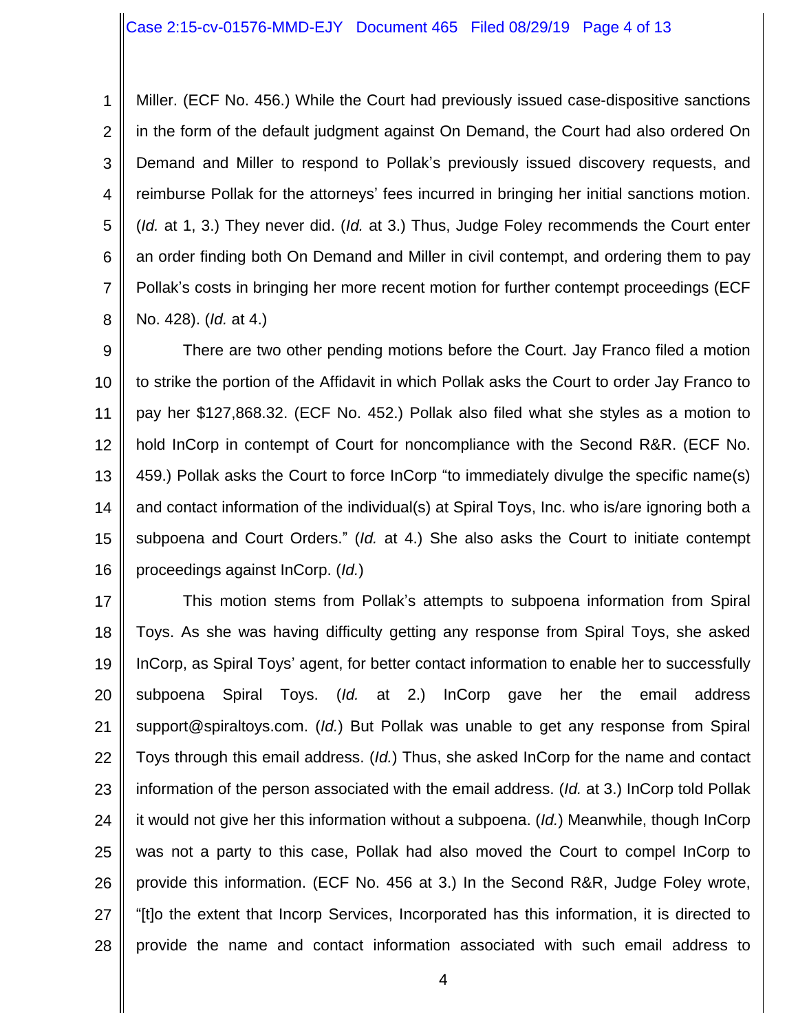Miller. (ECF No. 456.) While the Court had previously issued case-dispositive sanctions in the form of the default judgment against On Demand, the Court had also ordered On Demand and Miller to respond to Pollak's previously issued discovery requests, and reimburse Pollak for the attorneys' fees incurred in bringing her initial sanctions motion. (*Id.* at 1, 3.) They never did. (*Id.* at 3.) Thus, Judge Foley recommends the Court enter an order finding both On Demand and Miller in civil contempt, and ordering them to pay Pollak's costs in bringing her more recent motion for further contempt proceedings (ECF No. 428). (*Id.* at 4.)

There are two other pending motions before the Court. Jay Franco filed a motion to strike the portion of the Affidavit in which Pollak asks the Court to order Jay Franco to pay her $127,868.32. (ECF No. 452.) Pollak also filed what she styles as a motion to hold InCorp in contempt of Court for noncompliance with the Second R&R. (ECF No. 459.) Pollak asks the Court to force InCorp "to immediately divulge the specific name(s) and contact information of the individual(s) at Spiral Toys, Inc. who is/are ignoring both a subpoena and Court Orders." (*Id.* at 4.) She also asks the Court to initiate contempt proceedings against InCorp. (*Id.*)

This motion stems from Pollak's attempts to subpoena information from Spiral Toys. As she was having difficulty getting any response from Spiral Toys, she asked InCorp, as Spiral Toys' agent, for better contact information to enable her to successfully subpoena Spiral Toys. (*Id.* at 2.) InCorp gave her the email address support@spiraltoys.com. (*Id.*) But Pollak was unable to get any response from Spiral Toys through this email address. (*Id.*) Thus, she asked InCorp for the name and contact information of the person associated with the email address. (*Id.* at 3.) InCorp told Pollak it would not give her this information without a subpoena. (*Id.*) Meanwhile, though InCorp was not a party to this case, Pollak had also moved the Court to compel InCorp to provide this information. (ECF No. 456 at 3.) In the Second R&R, Judge Foley wrote, "[t]o the extent that Incorp Services, Incorporated has this information, it is directed to provide the name and contact information associated with such email address to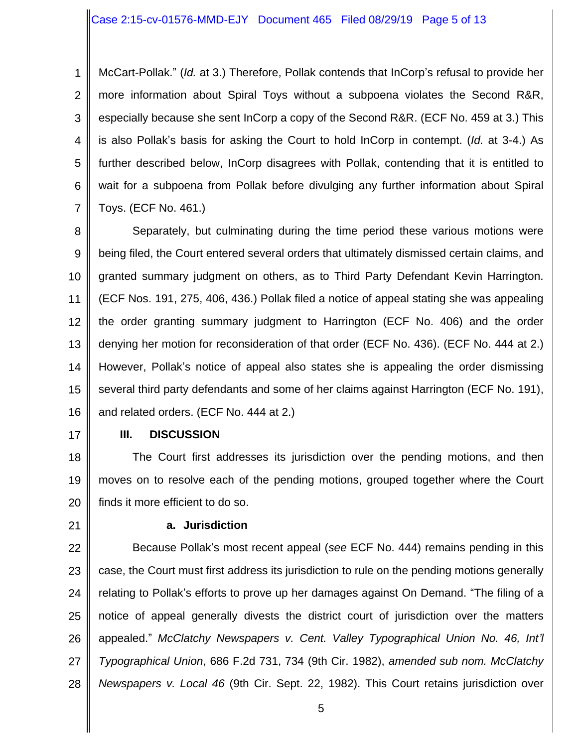McCart-Pollak." (*Id.* at 3.) Therefore, Pollak contends that InCorp's refusal to provide her more information about Spiral Toys without a subpoena violates the Second R&R, especially because she sent InCorp a copy of the Second R&R. (ECF No. 459 at 3.) This is also Pollak's basis for asking the Court to hold InCorp in contempt. (*Id.* at 3-4.) As further described below, InCorp disagrees with Pollak, contending that it is entitled to wait for a subpoena from Pollak before divulging any further information about Spiral Toys. (ECF No. 461.)

Separately, but culminating during the time period these various motions were being filed, the Court entered several orders that ultimately dismissed certain claims, and granted summary judgment on others, as to Third Party Defendant Kevin Harrington. (ECF Nos. 191, 275, 406, 436.) Pollak filed a notice of appeal stating she was appealing the order granting summary judgment to Harrington (ECF No. 406) and the order denying her motion for reconsideration of that order (ECF No. 436). (ECF No. 444 at 2.) However, Pollak's notice of appeal also states she is appealing the order dismissing several third party defendants and some of her claims against Harrington (ECF No. 191), and related orders. (ECF No. 444 at 2.)

## III. DISCUSSION

The Court first addresses its jurisdiction over the pending motions, and then moves on to resolve each of the pending motions, grouped together where the Court finds it more efficient to do so.

### a. Jurisdiction

Because Pollak's most recent appeal (*see* ECF No. 444) remains pending in this case, the Court must first address its jurisdiction to rule on the pending motions generally relating to Pollak's efforts to prove up her damages against On Demand. "The filing of a notice of appeal generally divests the district court of jurisdiction over the matters appealed." *McClatchy Newspapers v. Cent. Valley Typographical Union No. 46, Int'l Typographical Union*, 686 F.2d 731, 734 (9th Cir. 1982), *amended sub nom. McClatchy Newspapers v. Local 46* (9th Cir. Sept. 22, 1982). This Court retains jurisdiction over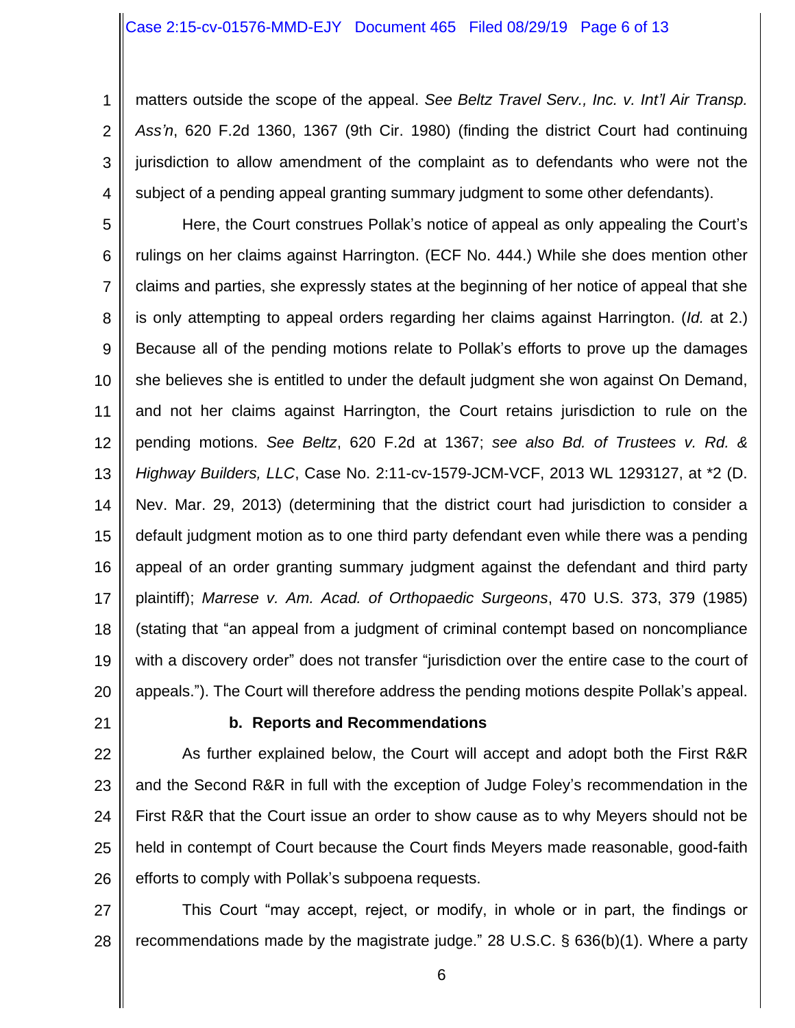matters outside the scope of the appeal. *See Beltz Travel Serv., Inc. v. Int'l Air Transp. Ass'n*, 620 F.2d 1360, 1367 (9th Cir. 1980) (finding the district Court had continuing jurisdiction to allow amendment of the complaint as to defendants who were not the subject of a pending appeal granting summary judgment to some other defendants).

Here, the Court construes Pollak's notice of appeal as only appealing the Court's rulings on her claims against Harrington. (ECF No. 444.) While she does mention other claims and parties, she expressly states at the beginning of her notice of appeal that she is only attempting to appeal orders regarding her claims against Harrington. (*Id.* at 2.) Because all of the pending motions relate to Pollak's efforts to prove up the damages she believes she is entitled to under the default judgment she won against On Demand, and not her claims against Harrington, the Court retains jurisdiction to rule on the pending motions. *See Beltz*, 620 F.2d at 1367; *see also Bd. of Trustees v. Rd. & Highway Builders, LLC*, Case No. 2:11-cv-1579-JCM-VCF, 2013 WL 1293127, at *2 (D. Nev. Mar. 29, 2013) (determining that the district court had jurisdiction to consider a default judgment motion as to one third party defendant even while there was a pending appeal of an order granting summary judgment against the defendant and third party plaintiff); *Marrese v. Am. Acad. of Orthopaedic Surgeons*, 470 U.S. 373, 379 (1985) (stating that "an appeal from a judgment of criminal contempt based on noncompliance with a discovery order" does not transfer "jurisdiction over the entire case to the court of appeals."). The Court will therefore address the pending motions despite Pollak's appeal.

**b. Reports and Recommendations**

As further explained below, the Court will accept and adopt both the First R&R and the Second R&R in full with the exception of Judge Foley's recommendation in the First R&R that the Court issue an order to show cause as to why Meyers should not be held in contempt of Court because the Court finds Meyers made reasonable, good-faith efforts to comply with Pollak's subpoena requests.

This Court "may accept, reject, or modify, in whole or in part, the findings or recommendations made by the magistrate judge." 28 U.S.C. § 636(b)(1). Where a party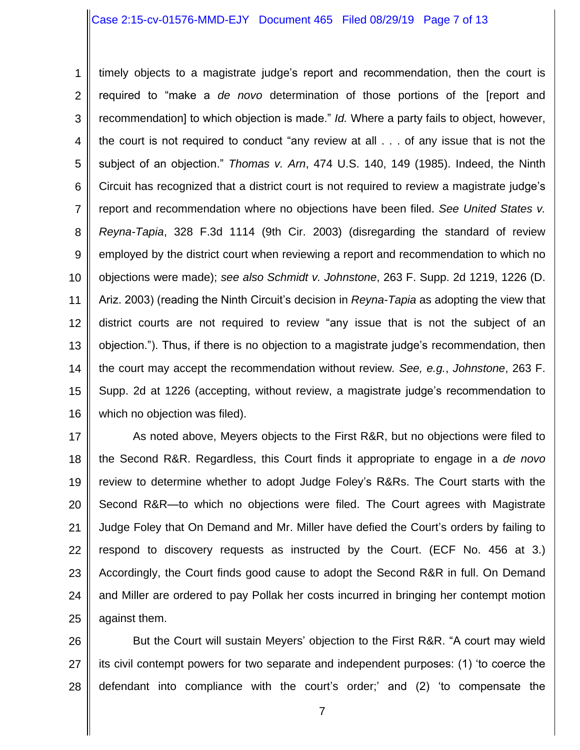timely objects to a magistrate judge's report and recommendation, then the court is required to "make a *de novo* determination of those portions of the [report and recommendation] to which objection is made." *Id.* Where a party fails to object, however, the court is not required to conduct "any review at all . . . of any issue that is not the subject of an objection." *Thomas v. Arn*, 474 U.S. 140, 149 (1985). Indeed, the Ninth Circuit has recognized that a district court is not required to review a magistrate judge's report and recommendation where no objections have been filed. *See United States v. Reyna-Tapia*, 328 F.3d 1114 (9th Cir. 2003) (disregarding the standard of review employed by the district court when reviewing a report and recommendation to which no objections were made); *see also Schmidt v. Johnstone*, 263 F. Supp. 2d 1219, 1226 (D. Ariz. 2003) (reading the Ninth Circuit's decision in *Reyna-Tapia* as adopting the view that district courts are not required to review "any issue that is not the subject of an objection."). Thus, if there is no objection to a magistrate judge's recommendation, then the court may accept the recommendation without review. *See, e.g.*, *Johnstone*, 263 F. Supp. 2d at 1226 (accepting, without review, a magistrate judge's recommendation to which no objection was filed).

As noted above, Meyers objects to the First R&R, but no objections were filed to the Second R&R. Regardless, this Court finds it appropriate to engage in a *de novo* review to determine whether to adopt Judge Foley's R&Rs. The Court starts with the Second R&R—to which no objections were filed. The Court agrees with Magistrate Judge Foley that On Demand and Mr. Miller have defied the Court's orders by failing to respond to discovery requests as instructed by the Court. (ECF No. 456 at 3.) Accordingly, the Court finds good cause to adopt the Second R&R in full. On Demand and Miller are ordered to pay Pollak her costs incurred in bringing her contempt motion against them.

But the Court will sustain Meyers' objection to the First R&R. "A court may wield its civil contempt powers for two separate and independent purposes: (1) 'to coerce the defendant into compliance with the court's order;' and (2) 'to compensate the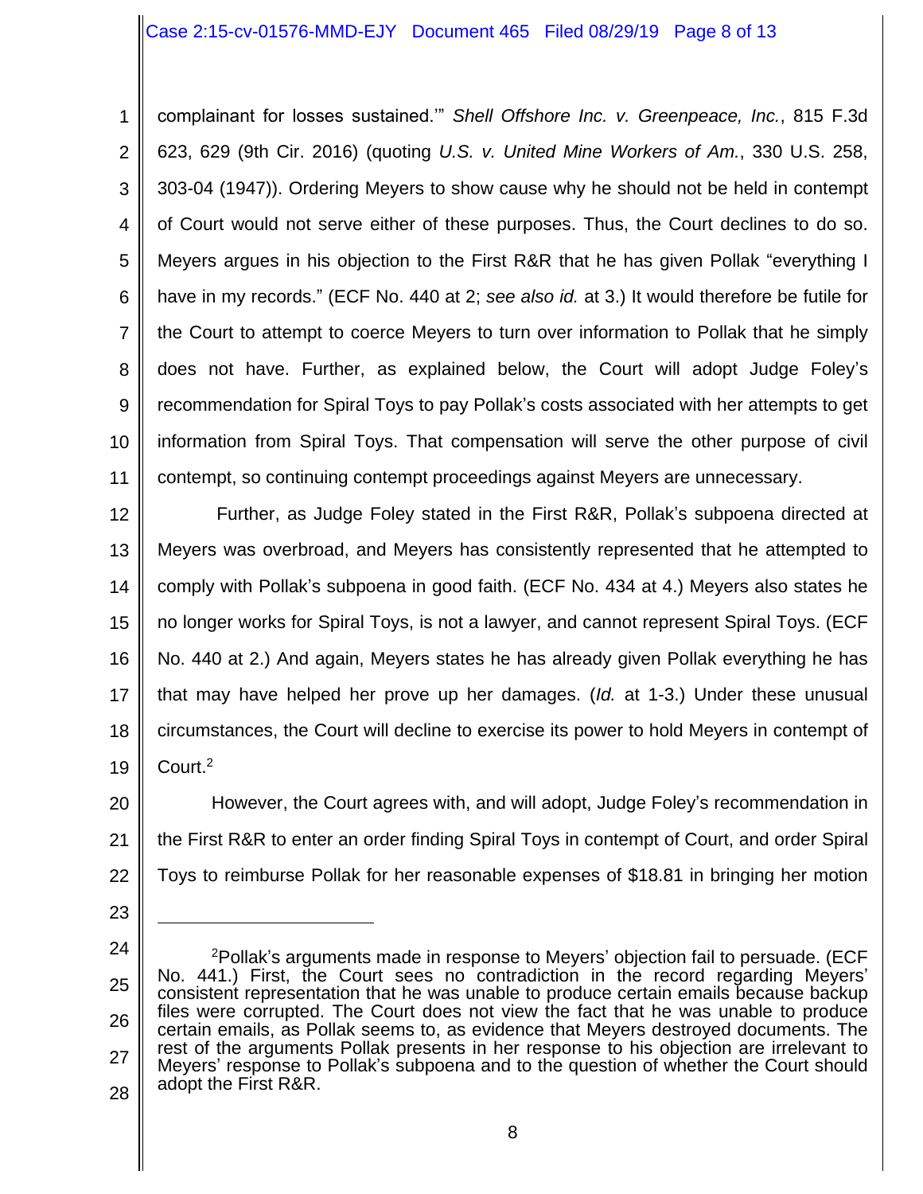complainant for losses sustained.'" *Shell Offshore Inc. v. Greenpeace, Inc.*, 815 F.3d 623, 629 (9th Cir. 2016) (quoting *U.S. v. United Mine Workers of Am.*, 330 U.S. 258, 303-04 (1947)). Ordering Meyers to show cause why he should not be held in contempt of Court would not serve either of these purposes. Thus, the Court declines to do so. Meyers argues in his objection to the First R&R that he has given Pollak "everything I have in my records." (ECF No. 440 at 2; *see also id.* at 3.) It would therefore be futile for the Court to attempt to coerce Meyers to turn over information to Pollak that he simply does not have. Further, as explained below, the Court will adopt Judge Foley's recommendation for Spiral Toys to pay Pollak's costs associated with her attempts to get information from Spiral Toys. That compensation will serve the other purpose of civil contempt, so continuing contempt proceedings against Meyers are unnecessary.

Further, as Judge Foley stated in the First R&R, Pollak's subpoena directed at Meyers was overbroad, and Meyers has consistently represented that he attempted to comply with Pollak's subpoena in good faith. (ECF No. 434 at 4.) Meyers also states he no longer works for Spiral Toys, is not a lawyer, and cannot represent Spiral Toys. (ECF No. 440 at 2.) And again, Meyers states he has already given Pollak everything he has that may have helped her prove up her damages. (*Id.* at 1-3.) Under these unusual circumstances, the Court will decline to exercise its power to hold Meyers in contempt of Court.[2]

However, the Court agrees with, and will adopt, Judge Foley's recommendation in the First R&R to enter an order finding Spiral Toys in contempt of Court, and order Spiral Toys to reimburse Pollak for her reasonable expenses of $18.81 in bringing her motion

---

[2]Pollak's arguments made in response to Meyers' objection fail to persuade. (ECF No. 441.) First, the Court sees no contradiction in the record regarding Meyers' consistent representation that he was unable to produce certain emails because backup files were corrupted. The Court does not view the fact that he was unable to produce certain emails, as Pollak seems to, as evidence that Meyers destroyed documents. The rest of the arguments Pollak presents in her response to his objection are irrelevant to Meyers' response to Pollak's subpoena and to the question of whether the Court should adopt the First R&R.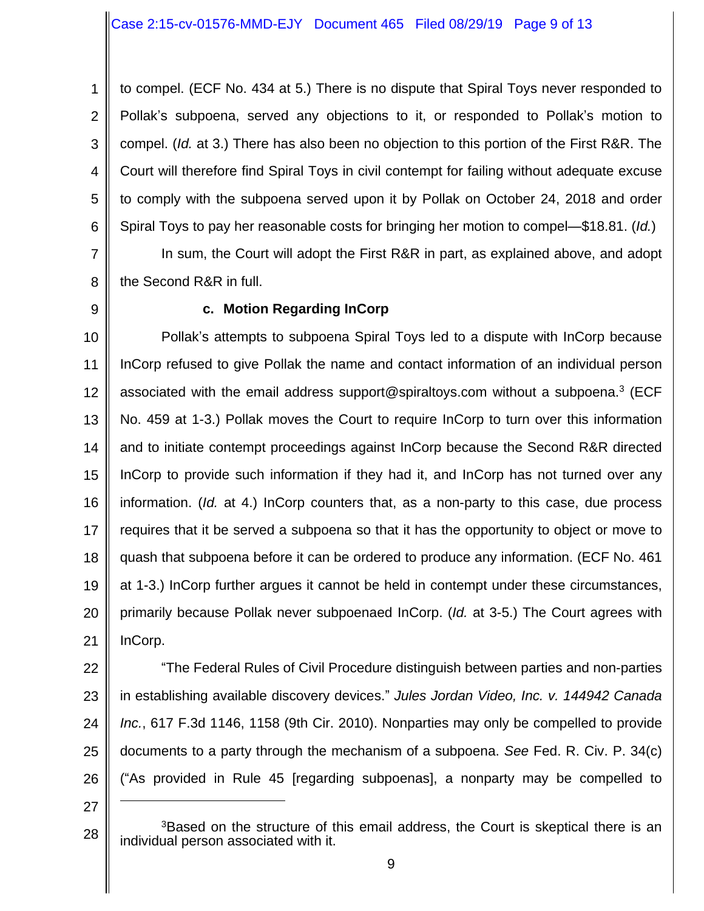to compel. (ECF No. 434 at 5.) There is no dispute that Spiral Toys never responded to Pollak's subpoena, served any objections to it, or responded to Pollak's motion to compel. (*Id.* at 3.) There has also been no objection to this portion of the First R&R. The Court will therefore find Spiral Toys in civil contempt for failing without adequate excuse to comply with the subpoena served upon it by Pollak on October 24, 2018 and order Spiral Toys to pay her reasonable costs for bringing her motion to compel—$18.81. (*Id.*)

In sum, the Court will adopt the First R&R in part, as explained above, and adopt the Second R&R in full.

**c. Motion Regarding InCorp**

Pollak's attempts to subpoena Spiral Toys led to a dispute with InCorp because InCorp refused to give Pollak the name and contact information of an individual person associated with the email address support@spiraltoys.com without a subpoena.[3] (ECF No. 459 at 1-3.) Pollak moves the Court to require InCorp to turn over this information and to initiate contempt proceedings against InCorp because the Second R&R directed InCorp to provide such information if they had it, and InCorp has not turned over any information. (*Id.* at 4.) InCorp counters that, as a non-party to this case, due process requires that it be served a subpoena so that it has the opportunity to object or move to quash that subpoena before it can be ordered to produce any information. (ECF No. 461 at 1-3.) InCorp further argues it cannot be held in contempt under these circumstances, primarily because Pollak never subpoenaed InCorp. (*Id.* at 3-5.) The Court agrees with InCorp.

"The Federal Rules of Civil Procedure distinguish between parties and non-parties in establishing available discovery devices." *Jules Jordan Video, Inc. v. 144942 Canada Inc.*, 617 F.3d 1146, 1158 (9th Cir. 2010). Nonparties may only be compelled to provide documents to a party through the mechanism of a subpoena. *See* Fed. R. Civ. P. 34(c) ("As provided in Rule 45 [regarding subpoenas], a nonparty may be compelled to

[3]Based on the structure of this email address, the Court is skeptical there is an individual person associated with it.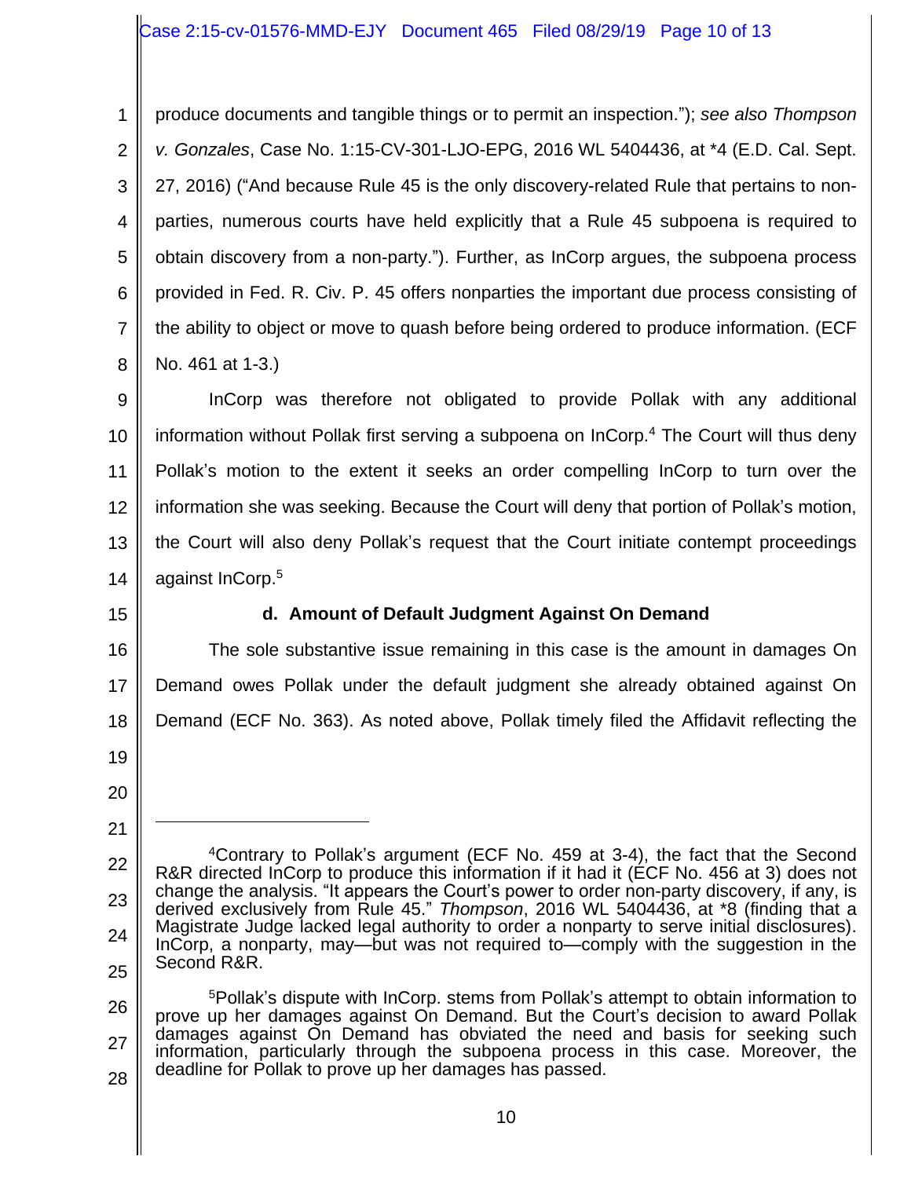produce documents and tangible things or to permit an inspection."); *see also Thompson v. Gonzales*, Case No. 1:15-CV-301-LJO-EPG, 2016 WL 5404436, at *4 (E.D. Cal. Sept. 27, 2016) ("And because Rule 45 is the only discovery-related Rule that pertains to non-parties, numerous courts have held explicitly that a Rule 45 subpoena is required to obtain discovery from a non-party."). Further, as InCorp argues, the subpoena process provided in Fed. R. Civ. P. 45 offers nonparties the important due process consisting of the ability to object or move to quash before being ordered to produce information. (ECF No. 461 at 1-3.)

InCorp was therefore not obligated to provide Pollak with any additional information without Pollak first serving a subpoena on InCorp.[4] The Court will thus deny Pollak's motion to the extent it seeks an order compelling InCorp to turn over the information she was seeking. Because the Court will deny that portion of Pollak's motion, the Court will also deny Pollak's request that the Court initiate contempt proceedings against InCorp.[5]

**d. Amount of Default Judgment Against On Demand**

The sole substantive issue remaining in this case is the amount in damages On Demand owes Pollak under the default judgment she already obtained against On Demand (ECF No. 363). As noted above, Pollak timely filed the Affidavit reflecting the

---

[4]Contrary to Pollak's argument (ECF No. 459 at 3-4), the fact that the Second R&R directed InCorp to produce this information if it had it (ECF No. 456 at 3) does not change the analysis. "It appears the Court's power to order non-party discovery, if any, is derived exclusively from Rule 45." *Thompson*, 2016 WL 5404436, at *8 (finding that a Magistrate Judge lacked legal authority to order a nonparty to serve initial disclosures). InCorp, a nonparty, may—but was not required to—comply with the suggestion in the Second R&R.

[5]Pollak's dispute with InCorp. stems from Pollak's attempt to obtain information to prove up her damages against On Demand. But the Court's decision to award Pollak damages against On Demand has obviated the need and basis for seeking such information, particularly through the subpoena process in this case. Moreover, the deadline for Pollak to prove up her damages has passed.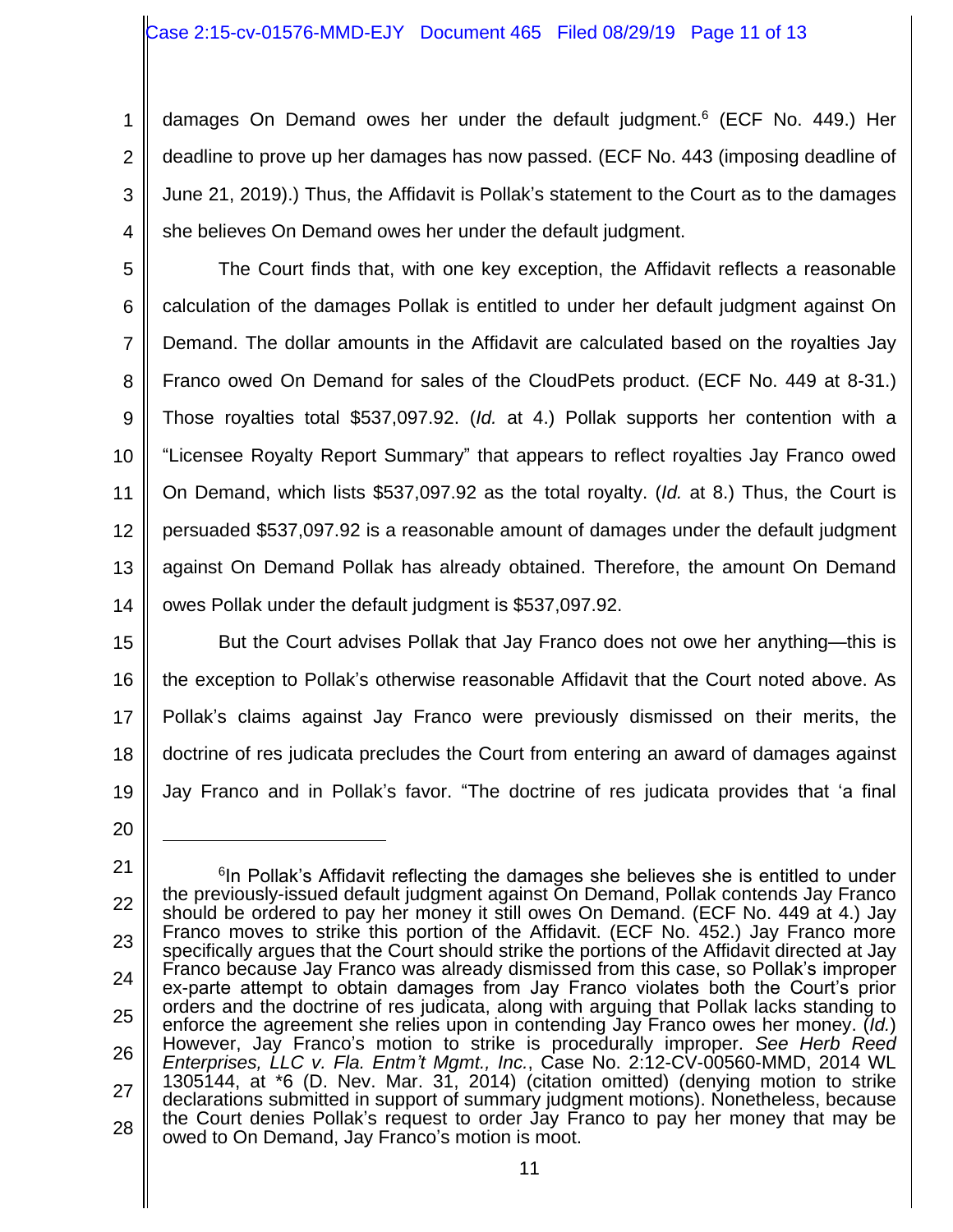damages On Demand owes her under the default judgment.[6] (ECF No. 449.) Her deadline to prove up her damages has now passed. (ECF No. 443 (imposing deadline of June 21, 2019).) Thus, the Affidavit is Pollak's statement to the Court as to the damages she believes On Demand owes her under the default judgment.

The Court finds that, with one key exception, the Affidavit reflects a reasonable calculation of the damages Pollak is entitled to under her default judgment against On Demand. The dollar amounts in the Affidavit are calculated based on the royalties Jay Franco owed On Demand for sales of the CloudPets product. (ECF No. 449 at 8-31.) Those royalties total $537,097.92. (*Id.* at 4.) Pollak supports her contention with a "Licensee Royalty Report Summary" that appears to reflect royalties Jay Franco owed On Demand, which lists $537,097.92 as the total royalty. (*Id.* at 8.) Thus, the Court is persuaded $537,097.92 is a reasonable amount of damages under the default judgment against On Demand Pollak has already obtained. Therefore, the amount On Demand owes Pollak under the default judgment is $537,097.92.

But the Court advises Pollak that Jay Franco does not owe her anything—this is the exception to Pollak's otherwise reasonable Affidavit that the Court noted above. As Pollak's claims against Jay Franco were previously dismissed on their merits, the doctrine of res judicata precludes the Court from entering an award of damages against Jay Franco and in Pollak's favor. "The doctrine of res judicata provides that 'a final

---

[6]In Pollak's Affidavit reflecting the damages she believes she is entitled to under the previously-issued default judgment against On Demand, Pollak contends Jay Franco should be ordered to pay her money it still owes On Demand. (ECF No. 449 at 4.) Jay Franco moves to strike this portion of the Affidavit. (ECF No. 452.) Jay Franco more specifically argues that the Court should strike the portions of the Affidavit directed at Jay Franco because Jay Franco was already dismissed from this case, so Pollak's improper ex-parte attempt to obtain damages from Jay Franco violates both the Court's prior orders and the doctrine of res judicata, along with arguing that Pollak lacks standing to enforce the agreement she relies upon in contending Jay Franco owes her money. (*Id.*) However, Jay Franco's motion to strike is procedurally improper. *See Herb Reed Enterprises, LLC v. Fla. Entm't Mgmt., Inc.*, Case No. 2:12-CV-00560-MMD, 2014 WL 1305144, at *6 (D. Nev. Mar. 31, 2014) (citation omitted) (denying motion to strike declarations submitted in support of summary judgment motions). Nonetheless, because the Court denies Pollak's request to order Jay Franco to pay her money that may be owed to On Demand, Jay Franco's motion is moot.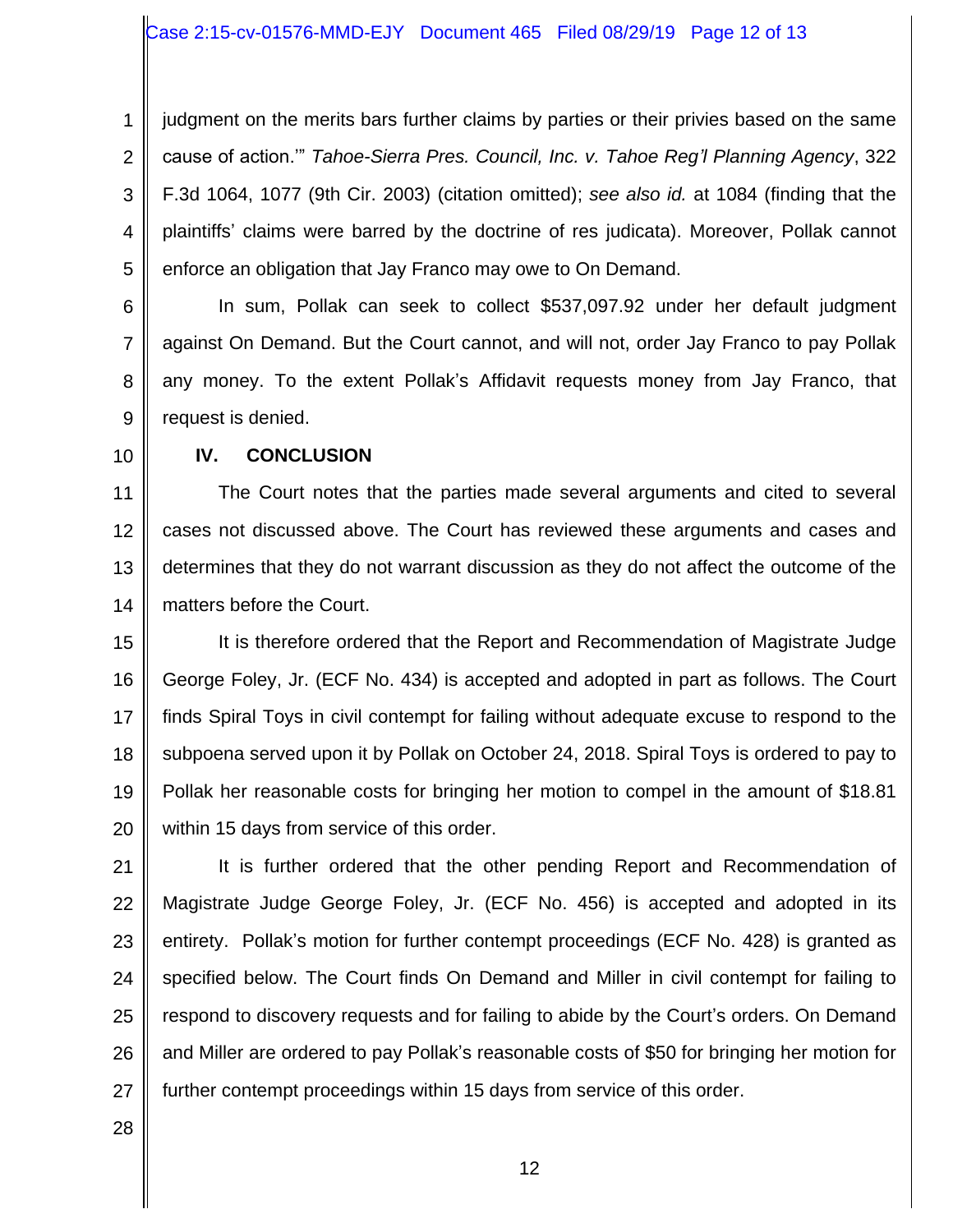judgment on the merits bars further claims by parties or their privies based on the same cause of action.'" *Tahoe-Sierra Pres. Council, Inc. v. Tahoe Reg'l Planning Agency*, 322 F.3d 1064, 1077 (9th Cir. 2003) (citation omitted); *see also id.* at 1084 (finding that the plaintiffs' claims were barred by the doctrine of res judicata). Moreover, Pollak cannot enforce an obligation that Jay Franco may owe to On Demand.

In sum, Pollak can seek to collect $537,097.92 under her default judgment against On Demand. But the Court cannot, and will not, order Jay Franco to pay Pollak any money. To the extent Pollak's Affidavit requests money from Jay Franco, that request is denied.

## IV. CONCLUSION

The Court notes that the parties made several arguments and cited to several cases not discussed above. The Court has reviewed these arguments and cases and determines that they do not warrant discussion as they do not affect the outcome of the matters before the Court.

It is therefore ordered that the Report and Recommendation of Magistrate Judge George Foley, Jr. (ECF No. 434) is accepted and adopted in part as follows. The Court finds Spiral Toys in civil contempt for failing without adequate excuse to respond to the subpoena served upon it by Pollak on October 24, 2018. Spiral Toys is ordered to pay to Pollak her reasonable costs for bringing her motion to compel in the amount of $18.81 within 15 days from service of this order.

It is further ordered that the other pending Report and Recommendation of Magistrate Judge George Foley, Jr. (ECF No. 456) is accepted and adopted in its entirety. Pollak's motion for further contempt proceedings (ECF No. 428) is granted as specified below. The Court finds On Demand and Miller in civil contempt for failing to respond to discovery requests and for failing to abide by the Court's orders. On Demand and Miller are ordered to pay Pollak's reasonable costs of $50 for bringing her motion for further contempt proceedings within 15 days from service of this order.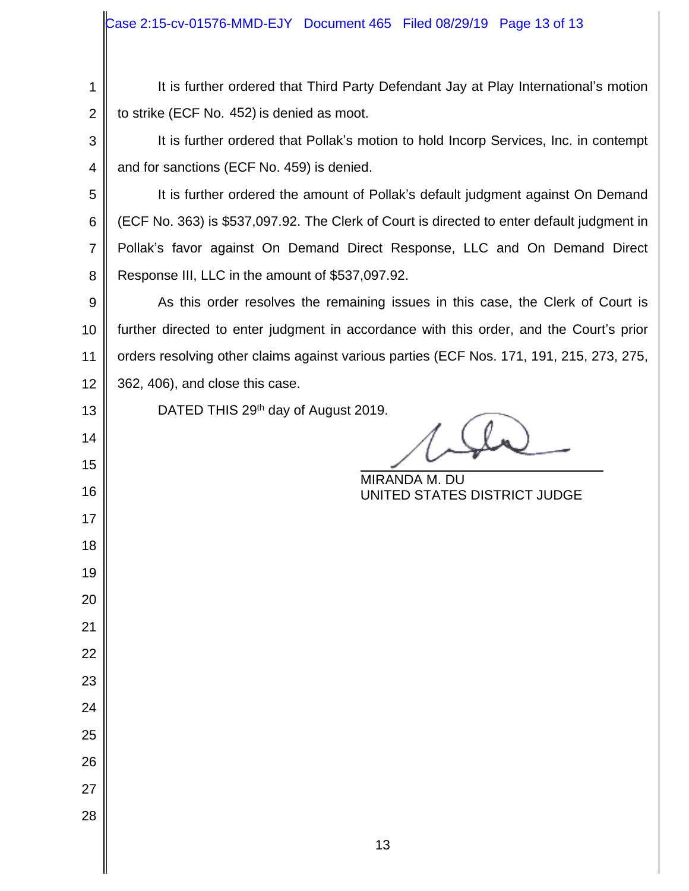It is further ordered that Third Party Defendant Jay at Play International's motion to strike (ECF No. 452) is denied as moot.

It is further ordered that Pollak's motion to hold Incorp Services, Inc. in contempt and for sanctions (ECF No. 459) is denied.

It is further ordered the amount of Pollak's default judgment against On Demand (ECF No. 363) is $537,097.92. The Clerk of Court is directed to enter default judgment in Pollak's favor against On Demand Direct Response, LLC and On Demand Direct Response III, LLC in the amount of $537,097.92.

As this order resolves the remaining issues in this case, the Clerk of Court is further directed to enter judgment in accordance with this order, and the Court's prior orders resolving other claims against various parties (ECF Nos. 171, 191, 215, 273, 275, 362, 406), and close this case.

DATED THIS 29th day of August 2019.

MIRANDA M. DU
UNITED STATES DISTRICT JUDGE